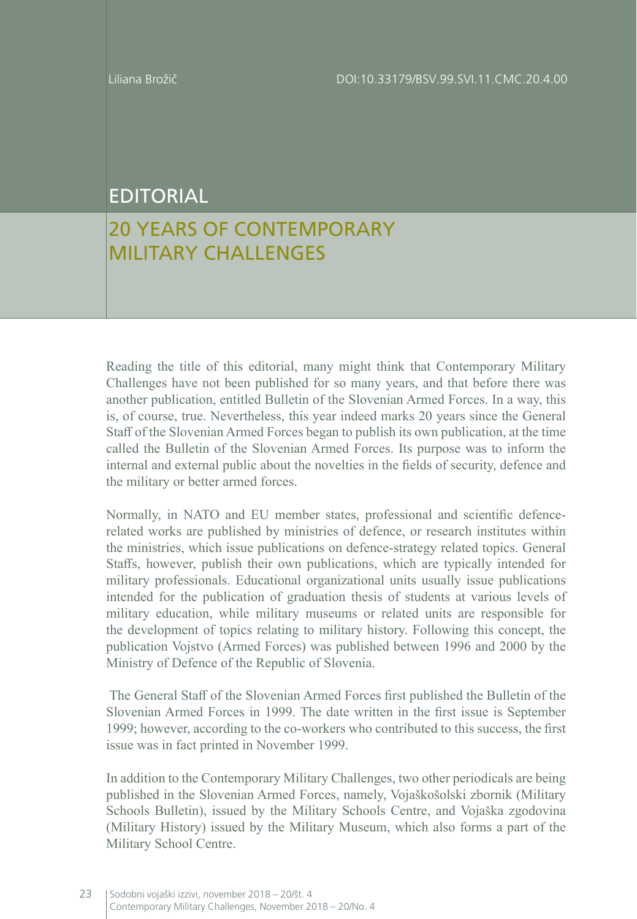Liliana Brožič

DOI:10.33179/BSV.99.SVI.11.CMC.20.4.00

# EDITORIAL

## 20 YEARS OF CONTEMPORARY MILITARY CHALLENGES

Reading the title of this editorial, many might think that Contemporary Military Challenges have not been published for so many years, and that before there was another publication, entitled Bulletin of the Slovenian Armed Forces. In a way, this is, of course, true. Nevertheless, this year indeed marks 20 years since the General Staff of the Slovenian Armed Forces began to publish its own publication, at the time called the Bulletin of the Slovenian Armed Forces. Its purpose was to inform the internal and external public about the novelties in the fields of security, defence and the military or better armed forces.

Normally, in NATO and EU member states, professional and scientific defence-related works are published by ministries of defence, or research institutes within the ministries, which issue publications on defence-strategy related topics. General Staffs, however, publish their own publications, which are typically intended for military professionals. Educational organizational units usually issue publications intended for the publication of graduation thesis of students at various levels of military education, while military museums or related units are responsible for the development of topics relating to military history. Following this concept, the publication Vojstvo (Armed Forces) was published between 1996 and 2000 by the Ministry of Defence of the Republic of Slovenia.

The General Staff of the Slovenian Armed Forces first published the Bulletin of the Slovenian Armed Forces in 1999. The date written in the first issue is September 1999; however, according to the co-workers who contributed to this success, the first issue was in fact printed in November 1999.

In addition to the Contemporary Military Challenges, two other periodicals are being published in the Slovenian Armed Forces, namely, Vojaškošolski zbornik (Military Schools Bulletin), issued by the Military Schools Centre, and Vojaška zgodovina (Military History) issued by the Military Museum, which also forms a part of the Military School Centre.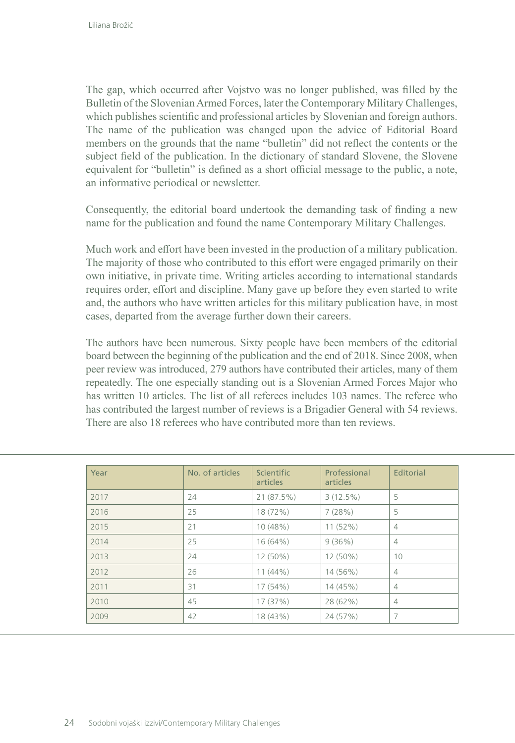The gap, which occurred after Vojstvo was no longer published, was filled by the Bulletin of the Slovenian Armed Forces, later the Contemporary Military Challenges, which publishes scientific and professional articles by Slovenian and foreign authors. The name of the publication was changed upon the advice of Editorial Board members on the grounds that the name "bulletin" did not reflect the contents or the subject field of the publication. In the dictionary of standard Slovene, the Slovene equivalent for "bulletin" is defined as a short official message to the public, a note, an informative periodical or newsletter.

Consequently, the editorial board undertook the demanding task of finding a new name for the publication and found the name Contemporary Military Challenges.

Much work and effort have been invested in the production of a military publication. The majority of those who contributed to this effort were engaged primarily on their own initiative, in private time. Writing articles according to international standards requires order, effort and discipline. Many gave up before they even started to write and, the authors who have written articles for this military publication have, in most cases, departed from the average further down their careers.

The authors have been numerous. Sixty people have been members of the editorial board between the beginning of the publication and the end of 2018. Since 2008, when peer review was introduced, 279 authors have contributed their articles, many of them repeatedly. The one especially standing out is a Slovenian Armed Forces Major who has written 10 articles. The list of all referees includes 103 names. The referee who has contributed the largest number of reviews is a Brigadier General with 54 reviews. There are also 18 referees who have contributed more than ten reviews.

| Year | No. of articles | Scientific articles | Professional articles | Editorial |
|---|---|---|---|---|
| 2017 | 24 | 21 (87.5%) | 3 (12.5%) | 5 |
| 2016 | 25 | 18 (72%) | 7 (28%) | 5 |
| 2015 | 21 | 10 (48%) | 11 (52%) | 4 |
| 2014 | 25 | 16 (64%) | 9 (36%) | 4 |
| 2013 | 24 | 12 (50%) | 12 (50%) | 10 |
| 2012 | 26 | 11 (44%) | 14 (56%) | 4 |
| 2011 | 31 | 17 (54%) | 14 (45%) | 4 |
| 2010 | 45 | 17 (37%) | 28 (62%) | 4 |
| 2009 | 42 | 18 (43%) | 24 (57%) | 7 |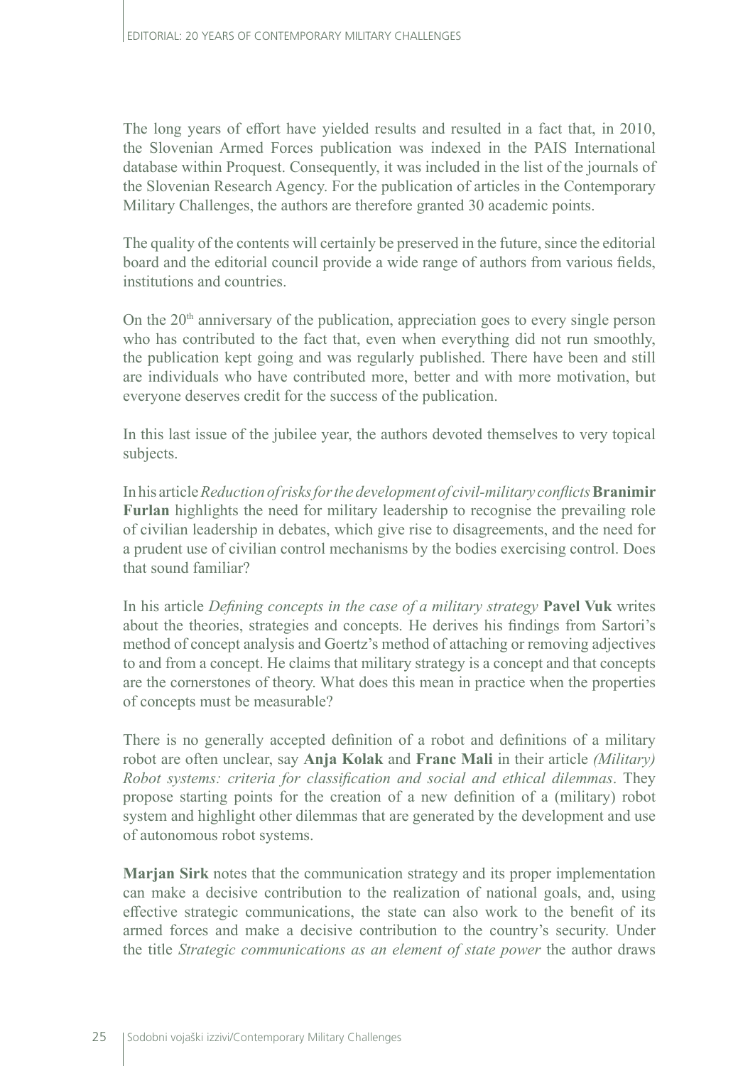The long years of effort have yielded results and resulted in a fact that, in 2010, the Slovenian Armed Forces publication was indexed in the PAIS International database within Proquest. Consequently, it was included in the list of the journals of the Slovenian Research Agency. For the publication of articles in the Contemporary Military Challenges, the authors are therefore granted 30 academic points.

The quality of the contents will certainly be preserved in the future, since the editorial board and the editorial council provide a wide range of authors from various fields, institutions and countries.

On the 20th anniversary of the publication, appreciation goes to every single person who has contributed to the fact that, even when everything did not run smoothly, the publication kept going and was regularly published. There have been and still are individuals who have contributed more, better and with more motivation, but everyone deserves credit for the success of the publication.

In this last issue of the jubilee year, the authors devoted themselves to very topical subjects.

In his article *Reduction of risks for the development of civil-military conflicts* **Branimir Furlan** highlights the need for military leadership to recognise the prevailing role of civilian leadership in debates, which give rise to disagreements, and the need for a prudent use of civilian control mechanisms by the bodies exercising control. Does that sound familiar?

In his article *Defining concepts in the case of a military strategy* **Pavel Vuk** writes about the theories, strategies and concepts. He derives his findings from Sartori's method of concept analysis and Goertz's method of attaching or removing adjectives to and from a concept. He claims that military strategy is a concept and that concepts are the cornerstones of theory. What does this mean in practice when the properties of concepts must be measurable?

There is no generally accepted definition of a robot and definitions of a military robot are often unclear, say **Anja Kolak** and **Franc Mali** in their article *(Military) Robot systems: criteria for classification and social and ethical dilemmas*. They propose starting points for the creation of a new definition of a (military) robot system and highlight other dilemmas that are generated by the development and use of autonomous robot systems.

**Marjan Sirk** notes that the communication strategy and its proper implementation can make a decisive contribution to the realization of national goals, and, using effective strategic communications, the state can also work to the benefit of its armed forces and make a decisive contribution to the country's security. Under the title *Strategic communications as an element of state power* the author draws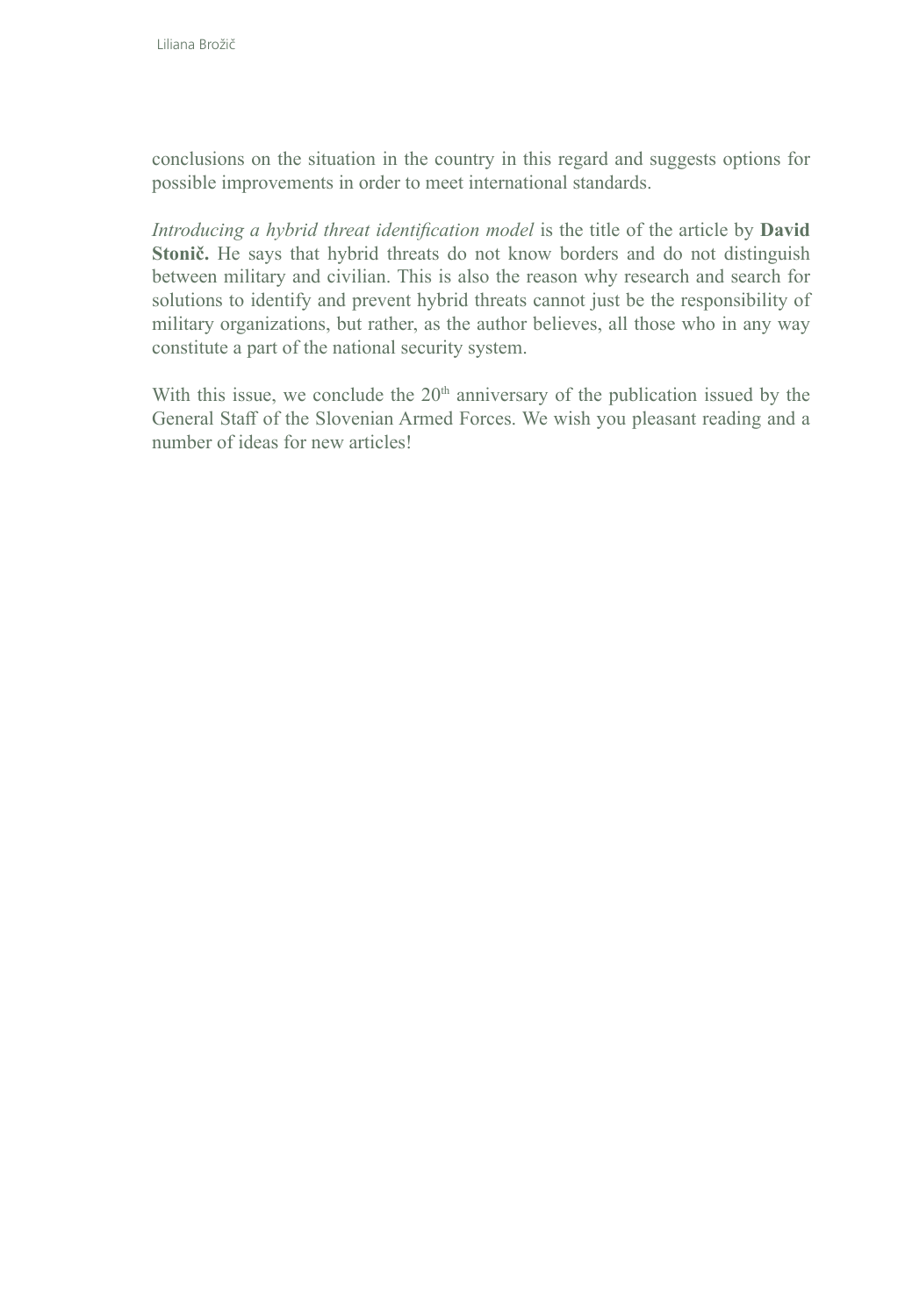conclusions on the situation in the country in this regard and suggests options for possible improvements in order to meet international standards.

*Introducing a hybrid threat identification model* is the title of the article by **David Stonič.** He says that hybrid threats do not know borders and do not distinguish between military and civilian. This is also the reason why research and search for solutions to identify and prevent hybrid threats cannot just be the responsibility of military organizations, but rather, as the author believes, all those who in any way constitute a part of the national security system.

With this issue, we conclude the 20$^{th}$ anniversary of the publication issued by the General Staff of the Slovenian Armed Forces. We wish you pleasant reading and a number of ideas for new articles!